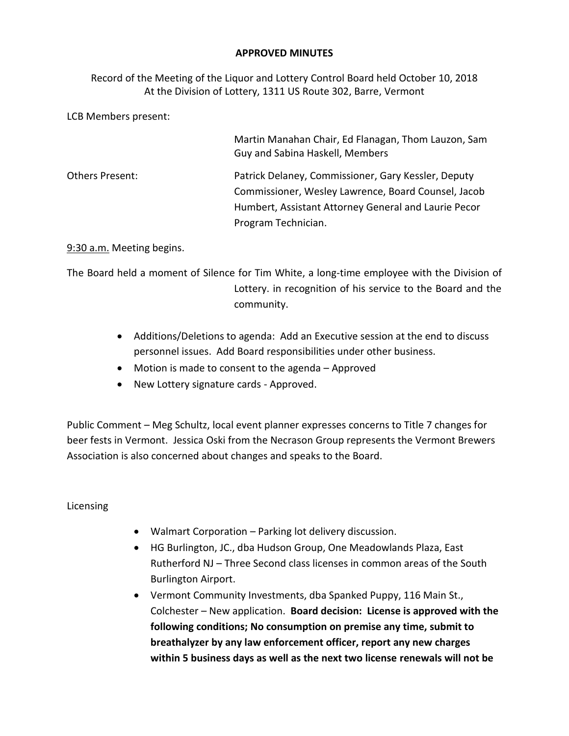**APPROVED MINUTES**

Record of the Meeting of the Liquor and Lottery Control Board held October 10, 2018
At the Division of Lottery, 1311 US Route 302, Barre, Vermont

LCB Members present:

Martin Manahan Chair, Ed Flanagan, Thom Lauzon, Sam Guy and Sabina Haskell, Members

Others Present: Patrick Delaney, Commissioner, Gary Kessler, Deputy Commissioner, Wesley Lawrence, Board Counsel, Jacob Humbert, Assistant Attorney General and Laurie Pecor Program Technician.

9:30 a.m. Meeting begins.

The Board held a moment of Silence for Tim White, a long-time employee with the Division of Lottery. in recognition of his service to the Board and the community.

- Additions/Deletions to agenda: Add an Executive session at the end to discuss personnel issues. Add Board responsibilities under other business.
- Motion is made to consent to the agenda – Approved
- New Lottery signature cards - Approved.

Public Comment – Meg Schultz, local event planner expresses concerns to Title 7 changes for beer fests in Vermont. Jessica Oski from the Necrason Group represents the Vermont Brewers Association is also concerned about changes and speaks to the Board.

Licensing

- Walmart Corporation – Parking lot delivery discussion.
- HG Burlington, JC., dba Hudson Group, One Meadowlands Plaza, East Rutherford NJ – Three Second class licenses in common areas of the South Burlington Airport.
- Vermont Community Investments, dba Spanked Puppy, 116 Main St., Colchester – New application. **Board decision: License is approved with the following conditions; No consumption on premise any time, submit to breathalyzer by any law enforcement officer, report any new charges within 5 business days as well as the next two license renewals will not be**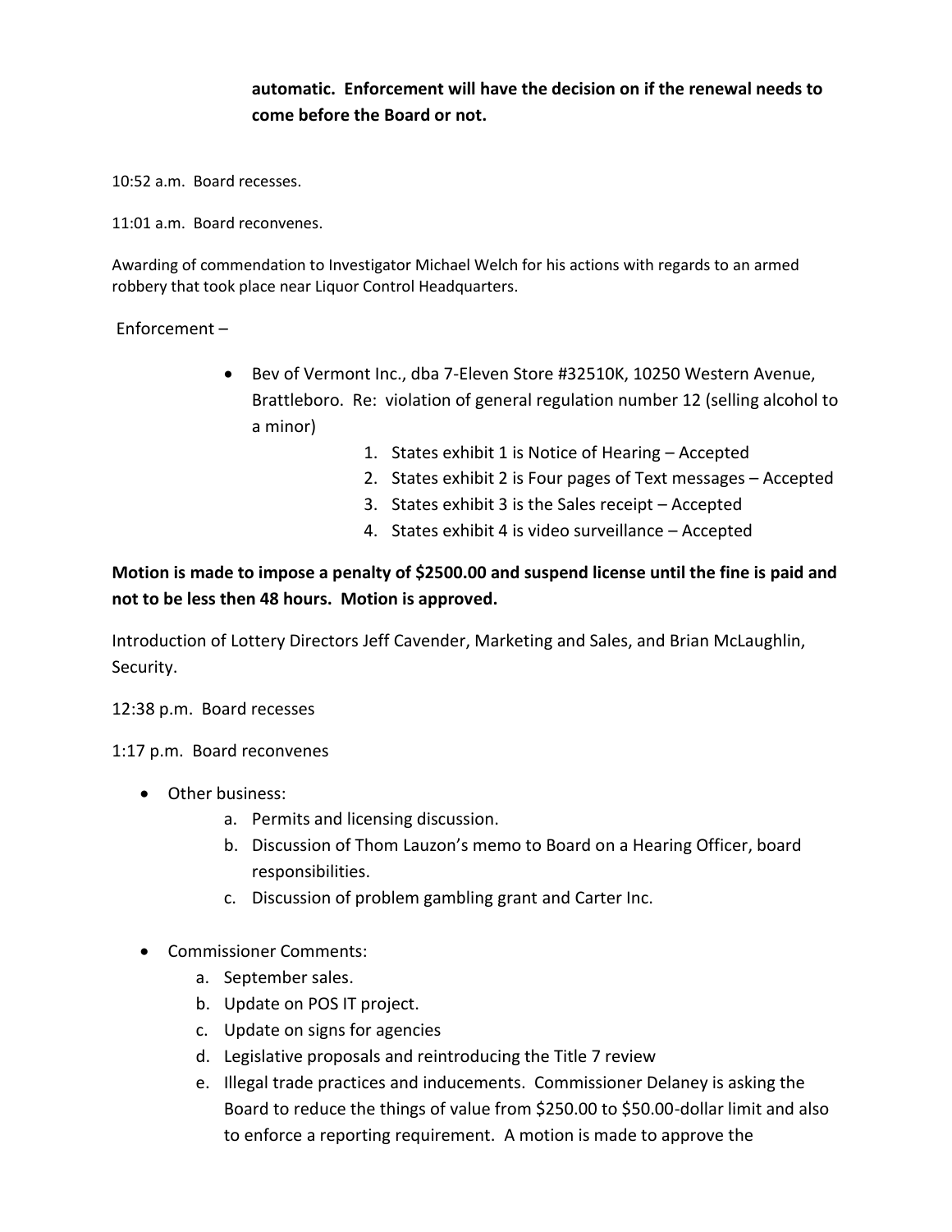**automatic. Enforcement will have the decision on if the renewal needs to come before the Board or not.**

10:52 a.m. Board recesses.

11:01 a.m. Board reconvenes.

Awarding of commendation to Investigator Michael Welch for his actions with regards to an armed robbery that took place near Liquor Control Headquarters.

Enforcement –

- Bev of Vermont Inc., dba 7-Eleven Store #32510K, 10250 Western Avenue, Brattleboro. Re: violation of general regulation number 12 (selling alcohol to a minor)
    1. States exhibit 1 is Notice of Hearing – Accepted
    2. States exhibit 2 is Four pages of Text messages – Accepted
    3. States exhibit 3 is the Sales receipt – Accepted
    4. States exhibit 4 is video surveillance – Accepted

**Motion is made to impose a penalty of $2500.00 and suspend license until the fine is paid and not to be less then 48 hours. Motion is approved.**

Introduction of Lottery Directors Jeff Cavender, Marketing and Sales, and Brian McLaughlin, Security.

12:38 p.m. Board recesses

1:17 p.m. Board reconvenes

- Other business:
    a. Permits and licensing discussion.
    b. Discussion of Thom Lauzon's memo to Board on a Hearing Officer, board responsibilities.
    c. Discussion of problem gambling grant and Carter Inc.

- Commissioner Comments:
    a. September sales.
    b. Update on POS IT project.
    c. Update on signs for agencies
    d. Legislative proposals and reintroducing the Title 7 review
    e. Illegal trade practices and inducements. Commissioner Delaney is asking the Board to reduce the things of value from $250.00 to $50.00-dollar limit and also to enforce a reporting requirement. A motion is made to approve the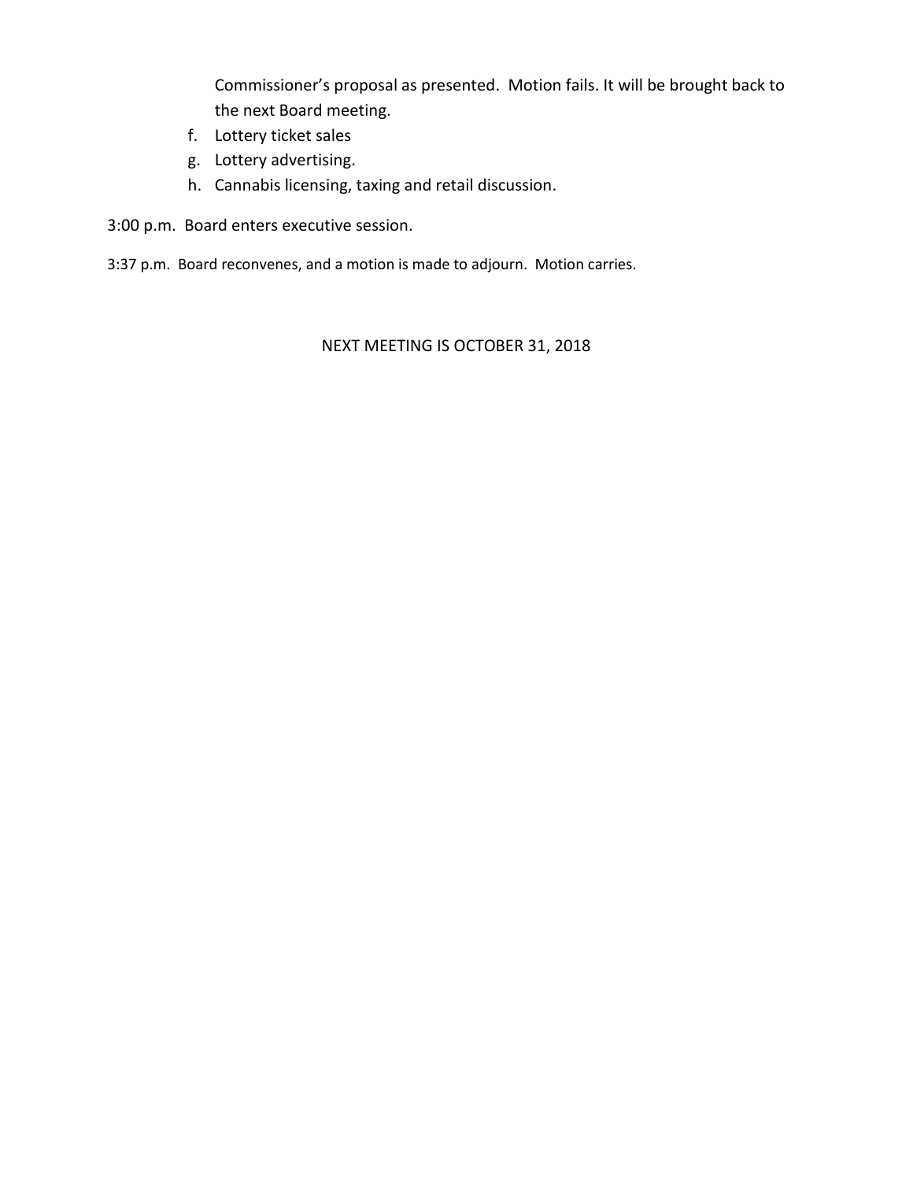Commissioner's proposal as presented. Motion fails. It will be brought back to the next Board meeting.

f. Lottery ticket sales
g. Lottery advertising.
h. Cannabis licensing, taxing and retail discussion.

3:00 p.m. Board enters executive session.

3:37 p.m. Board reconvenes, and a motion is made to adjourn. Motion carries.

NEXT MEETING IS OCTOBER 31, 2018